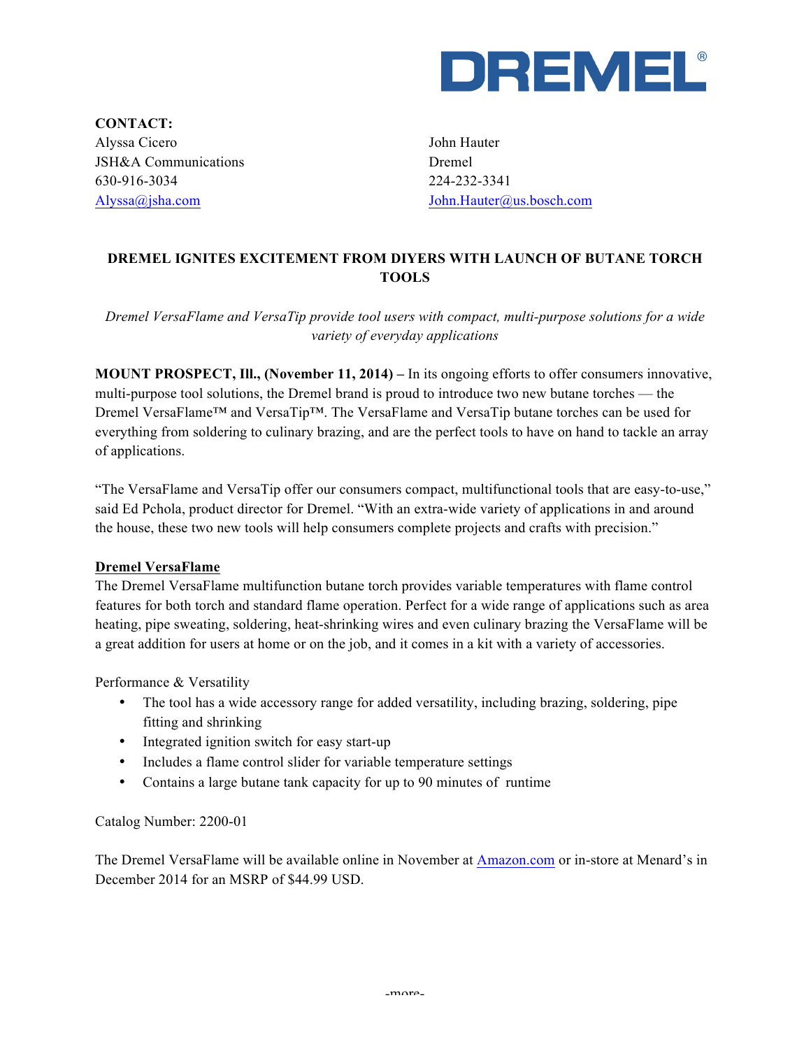DREMEL®

**CONTACT:**

Alyssa Cicero
JSH&A Communications
630-916-3034
[Alyssa@jsha.com](mailto:Alyssa@jsha.com)

John Hauter
Dremel
224-232-3341
[John.Hauter@us.bosch.com](mailto:John.Hauter@us.bosch.com)

# DREMEL IGNITES EXCITEMENT FROM DIYERS WITH LAUNCH OF BUTANE TORCH TOOLS

*Dremel VersaFlame and VersaTip provide tool users with compact, multi-purpose solutions for a wide variety of everyday applications*

**MOUNT PROSPECT, Ill., (November 11, 2014) –** In its ongoing efforts to offer consumers innovative, multi-purpose tool solutions, the Dremel brand is proud to introduce two new butane torches — the Dremel VersaFlame™ and VersaTip™. The VersaFlame and VersaTip butane torches can be used for everything from soldering to culinary brazing, and are the perfect tools to have on hand to tackle an array of applications.

"The VersaFlame and VersaTip offer our consumers compact, multifunctional tools that are easy-to-use," said Ed Pchola, product director for Dremel. "With an extra-wide variety of applications in and around the house, these two new tools will help consumers complete projects and crafts with precision."

**Dremel VersaFlame**

The Dremel VersaFlame multifunction butane torch provides variable temperatures with flame control features for both torch and standard flame operation. Perfect for a wide range of applications such as area heating, pipe sweating, soldering, heat-shrinking wires and even culinary brazing the VersaFlame will be a great addition for users at home or on the job, and it comes in a kit with a variety of accessories.

Performance & Versatility

- The tool has a wide accessory range for added versatility, including brazing, soldering, pipe fitting and shrinking
- Integrated ignition switch for easy start-up
- Includes a flame control slider for variable temperature settings
- Contains a large butane tank capacity for up to 90 minutes of runtime

Catalog Number: 2200-01

The Dremel VersaFlame will be available online in November at [Amazon.com](http://Amazon.com) or in-store at Menard's in December 2014 for an MSRP of $44.99 USD.

-more-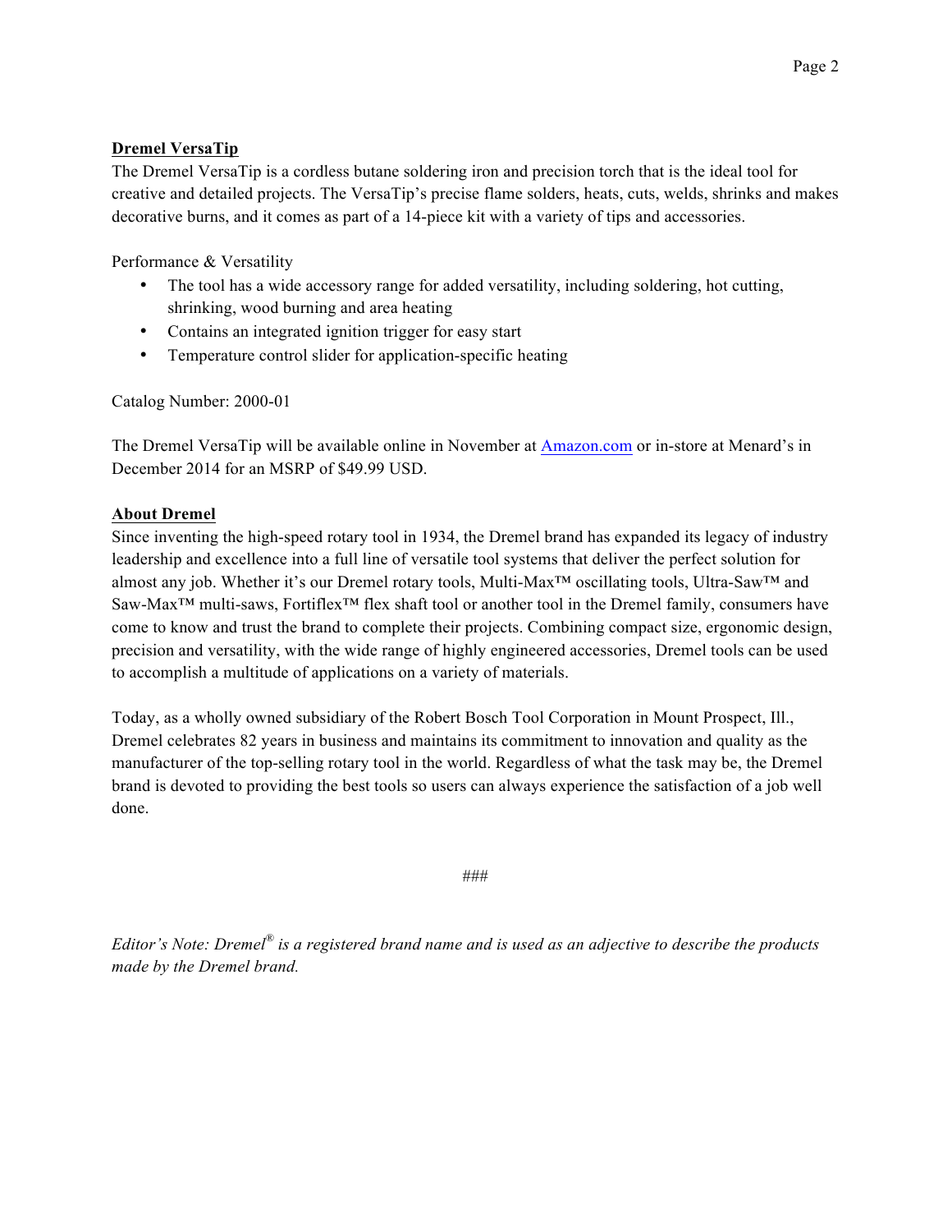## Dremel VersaTip

The Dremel VersaTip is a cordless butane soldering iron and precision torch that is the ideal tool for creative and detailed projects. The VersaTip's precise flame solders, heats, cuts, welds, shrinks and makes decorative burns, and it comes as part of a 14-piece kit with a variety of tips and accessories.

Performance & Versatility

- The tool has a wide accessory range for added versatility, including soldering, hot cutting, shrinking, wood burning and area heating
- Contains an integrated ignition trigger for easy start
- Temperature control slider for application-specific heating

Catalog Number: 2000-01

The Dremel VersaTip will be available online in November at Amazon.com or in-store at Menard's in December 2014 for an MSRP of $49.99 USD.

## About Dremel

Since inventing the high-speed rotary tool in 1934, the Dremel brand has expanded its legacy of industry leadership and excellence into a full line of versatile tool systems that deliver the perfect solution for almost any job. Whether it's our Dremel rotary tools, Multi-Max™ oscillating tools, Ultra-Saw™ and Saw-Max™ multi-saws, Fortiflex™ flex shaft tool or another tool in the Dremel family, consumers have come to know and trust the brand to complete their projects. Combining compact size, ergonomic design, precision and versatility, with the wide range of highly engineered accessories, Dremel tools can be used to accomplish a multitude of applications on a variety of materials.

Today, as a wholly owned subsidiary of the Robert Bosch Tool Corporation in Mount Prospect, Ill., Dremel celebrates 82 years in business and maintains its commitment to innovation and quality as the manufacturer of the top-selling rotary tool in the world. Regardless of what the task may be, the Dremel brand is devoted to providing the best tools so users can always experience the satisfaction of a job well done.

###

*Editor's Note: Dremel® is a registered brand name and is used as an adjective to describe the products made by the Dremel brand.*